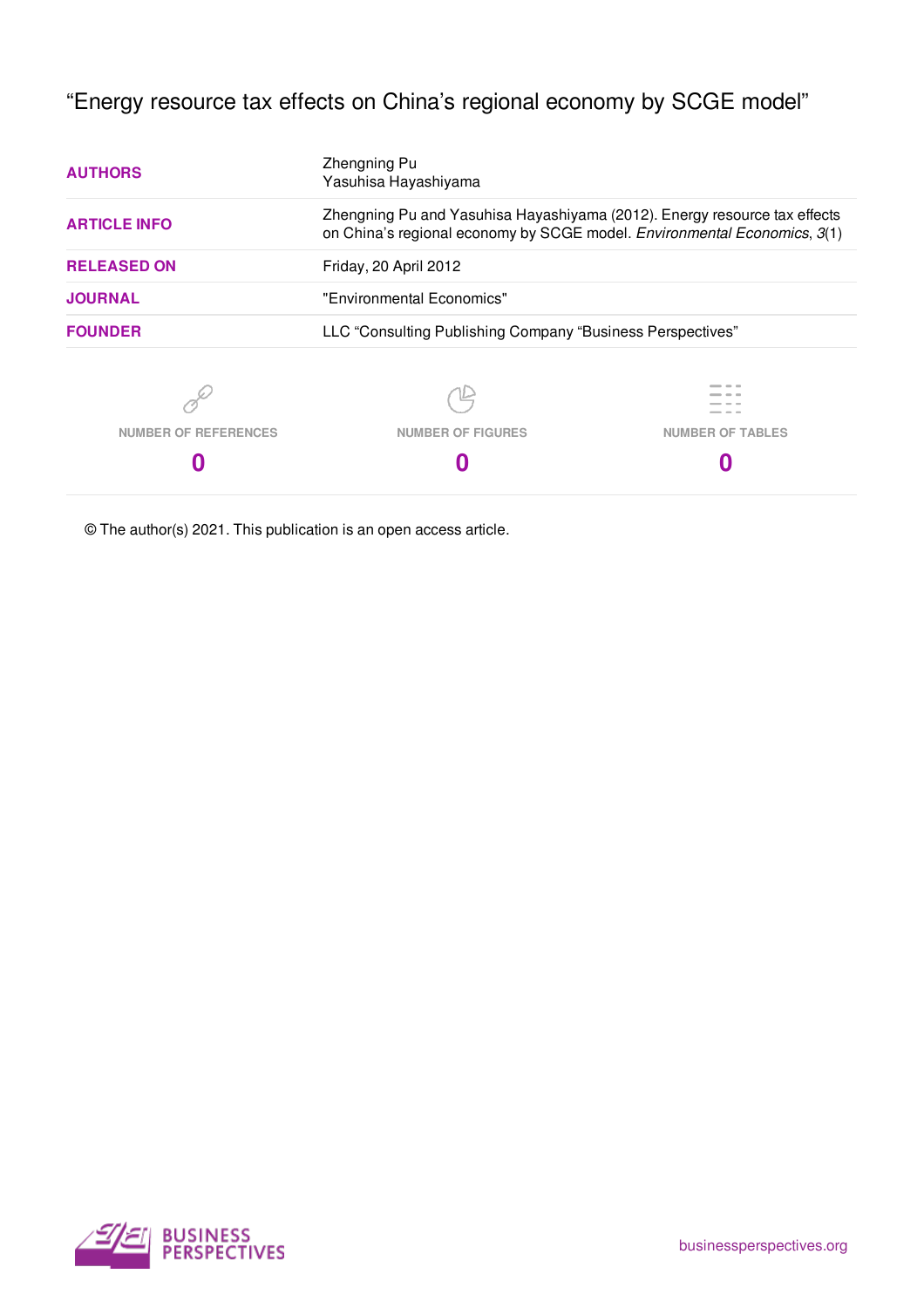# "Energy resource tax effects on China's regional economy by SCGE model"

| | |
|---|---|
| **AUTHORS** | Zhengning Pu<br>Yasuhisa Hayashiyama |
| **ARTICLE INFO** | Zhengning Pu and Yasuhisa Hayashiyama (2012). Energy resource tax effects on China's regional economy by SCGE model. *Environmental Economics*, *3*(1) |
| **RELEASED ON** | Friday, 20 April 2012 |
| **JOURNAL** | "Environmental Economics" |
| **FOUNDER** | LLC "Consulting Publishing Company "Business Perspectives" |

| NUMBER OF REFERENCES | NUMBER OF FIGURES | NUMBER OF TABLES |
|---|---|---|
| **0** | **0** | **0** |

© The author(s) 2021. This publication is an open access article.

BUSINESS PERSPECTIVES

businessperspectives.org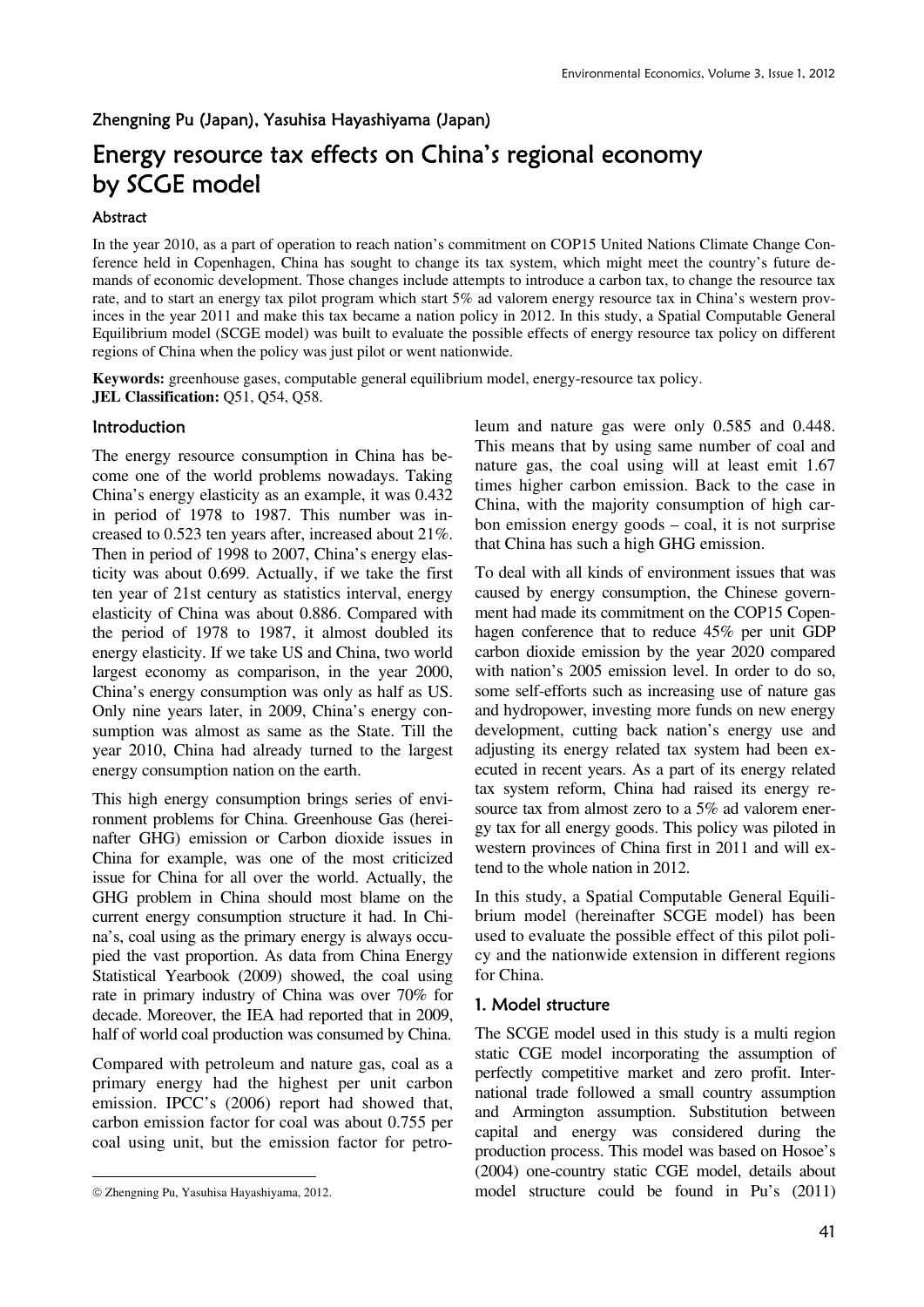Zhengning Pu (Japan), Yasuhisa Hayashiyama (Japan)

# Energy resource tax effects on China's regional economy by SCGE model

### Abstract

In the year 2010, as a part of operation to reach nation's commitment on COP15 United Nations Climate Change Conference held in Copenhagen, China has sought to change its tax system, which might meet the country's future demands of economic development. Those changes include attempts to introduce a carbon tax, to change the resource tax rate, and to start an energy tax pilot program which start 5% ad valorem energy resource tax in China's western provinces in the year 2011 and make this tax became a nation policy in 2012. In this study, a Spatial Computable General Equilibrium model (SCGE model) was built to evaluate the possible effects of energy resource tax policy on different regions of China when the policy was just pilot or went nationwide.

**Keywords:** greenhouse gases, computable general equilibrium model, energy-resource tax policy.
**JEL Classification:** Q51, Q54, Q58.

## Introduction

The energy resource consumption in China has become one of the world problems nowadays. Taking China's energy elasticity as an example, it was 0.432 in period of 1978 to 1987. This number was increased to 0.523 ten years after, increased about 21%. Then in period of 1998 to 2007, China's energy elasticity was about 0.699. Actually, if we take the first ten year of 21st century as statistics interval, energy elasticity of China was about 0.886. Compared with the period of 1978 to 1987, it almost doubled its energy elasticity. If we take US and China, two world largest economy as comparison, in the year 2000, China's energy consumption was only as half as US. Only nine years later, in 2009, China's energy consumption was almost as same as the State. Till the year 2010, China had already turned to the largest energy consumption nation on the earth.

This high energy consumption brings series of environment problems for China. Greenhouse Gas (hereinafter GHG) emission or Carbon dioxide issues in China for example, was one of the most criticized issue for China for all over the world. Actually, the GHG problem in China should most blame on the current energy consumption structure it had. In China's, coal using as the primary energy is always occupied the vast proportion. As data from China Energy Statistical Yearbook (2009) showed, the coal using rate in primary industry of China was over 70% for decade. Moreover, the IEA had reported that in 2009, half of world coal production was consumed by China.

Compared with petroleum and nature gas, coal as a primary energy had the highest per unit carbon emission. IPCC's (2006) report had showed that, carbon emission factor for coal was about 0.755 per coal using unit, but the emission factor for petroleum and nature gas were only 0.585 and 0.448. This means that by using same number of coal and nature gas, the coal using will at least emit 1.67 times higher carbon emission. Back to the case in China, with the majority consumption of high carbon emission energy goods – coal, it is not surprise that China has such a high GHG emission.

To deal with all kinds of environment issues that was caused by energy consumption, the Chinese government had made its commitment on the COP15 Copenhagen conference that to reduce 45% per unit GDP carbon dioxide emission by the year 2020 compared with nation's 2005 emission level. In order to do so, some self-efforts such as increasing use of nature gas and hydropower, investing more funds on new energy development, cutting back nation's energy use and adjusting its energy related tax system had been executed in recent years. As a part of its energy related tax system reform, China had raised its energy resource tax from almost zero to a 5% ad valorem energy tax for all energy goods. This policy was piloted in western provinces of China first in 2011 and will extend to the whole nation in 2012.

In this study, a Spatial Computable General Equilibrium model (hereinafter SCGE model) has been used to evaluate the possible effect of this pilot policy and the nationwide extension in different regions for China.

## 1. Model structure

The SCGE model used in this study is a multi region static CGE model incorporating the assumption of perfectly competitive market and zero profit. International trade followed a small country assumption and Armington assumption. Substitution between capital and energy was considered during the production process. This model was based on Hosoe's (2004) one-country static CGE model, details about model structure could be found in Pu's (2011)

© Zhengning Pu, Yasuhisa Hayashiyama, 2012.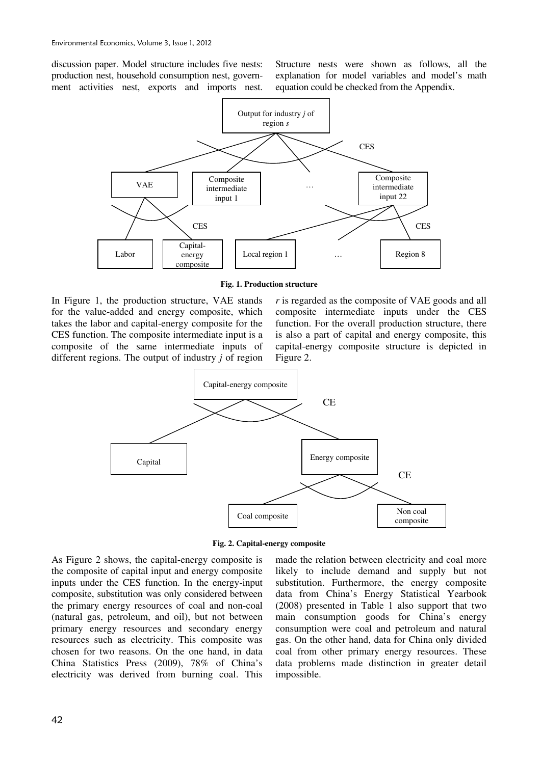discussion paper. Model structure includes five nests: production nest, household consumption nest, government activities nest, exports and imports nest. Structure nests were shown as follows, all the explanation for model variables and model's math equation could be checked from the Appendix.

Fig. 1. Production structure

In Figure 1, the production structure, VAE stands for the value-added and energy composite, which takes the labor and capital-energy composite for the CES function. The composite intermediate input is a composite of the same intermediate inputs of different regions. The output of industry $j$ of region $r$ is regarded as the composite of VAE goods and all composite intermediate inputs under the CES function. For the overall production structure, there is also a part of capital and energy composite, this capital-energy composite structure is depicted in Figure 2.

Fig. 2. Capital-energy composite

As Figure 2 shows, the capital-energy composite is the composite of capital input and energy composite inputs under the CES function. In the energy-input composite, substitution was only considered between the primary energy resources of coal and non-coal (natural gas, petroleum, and oil), but not between primary energy resources and secondary energy resources such as electricity. This composite was chosen for two reasons. On the one hand, in data China Statistics Press (2009), 78% of China's electricity was derived from burning coal. This made the relation between electricity and coal more likely to include demand and supply but not substitution. Furthermore, the energy composite data from China's Energy Statistical Yearbook (2008) presented in Table 1 also support that two main consumption goods for China's energy consumption were coal and petroleum and natural gas. On the other hand, data for China only divided coal from other primary energy resources. These data problems made distinction in greater detail impossible.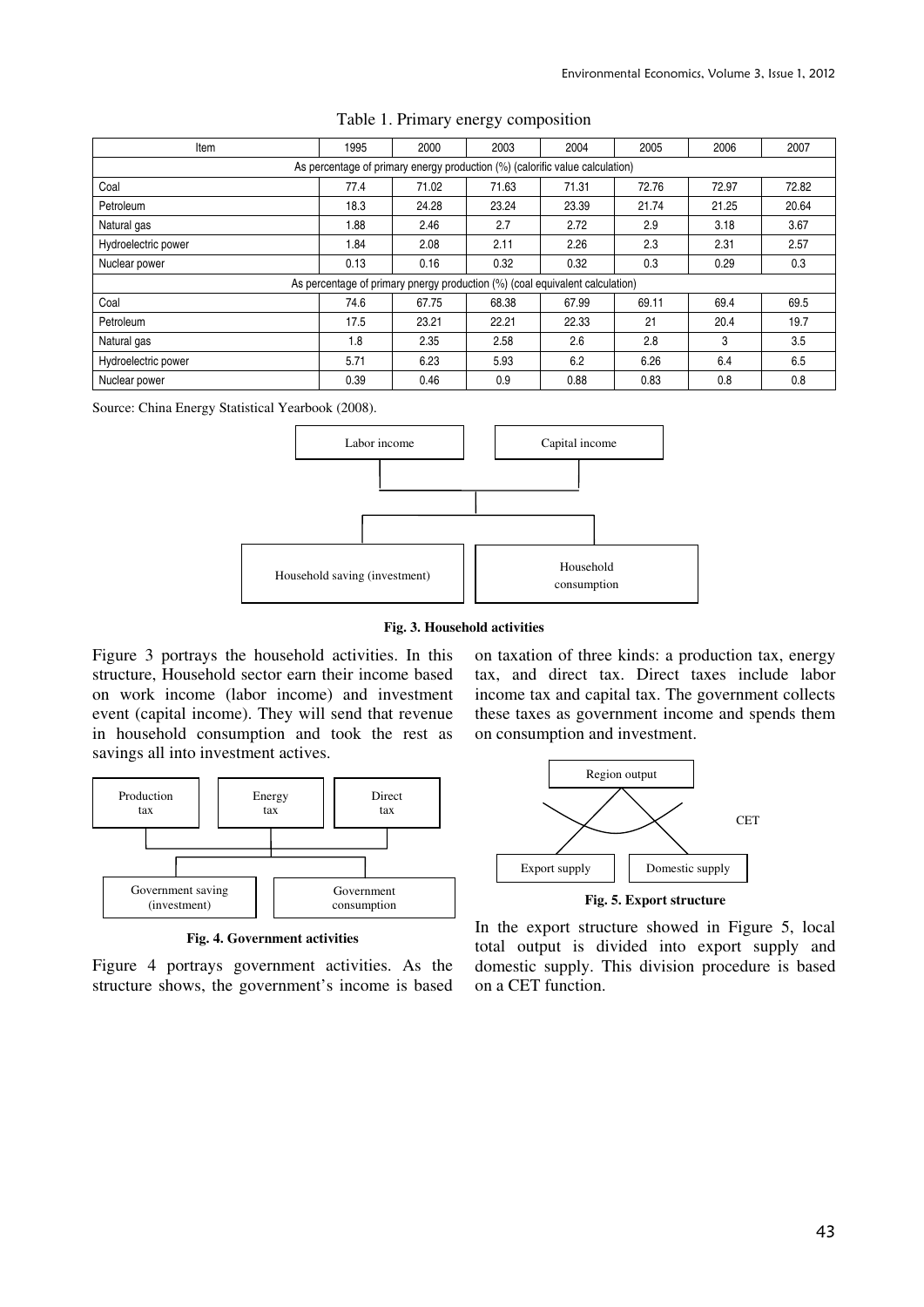Table 1. Primary energy composition

| Item | 1995 | 2000 | 2003 | 2004 | 2005 | 2006 | 2007 |
|---|---|---|---|---|---|---|---|
| As percentage of primary energy production (%) (calorific value calculation) | | | | | | | |
| Coal | 77.4 | 71.02 | 71.63 | 71.31 | 72.76 | 72.97 | 72.82 |
| Petroleum | 18.3 | 24.28 | 23.24 | 23.39 | 21.74 | 21.25 | 20.64 |
| Natural gas | 1.88 | 2.46 | 2.7 | 2.72 | 2.9 | 3.18 | 3.67 |
| Hydroelectric power | 1.84 | 2.08 | 2.11 | 2.26 | 2.3 | 2.31 | 2.57 |
| Nuclear power | 0.13 | 0.16 | 0.32 | 0.32 | 0.3 | 0.29 | 0.3 |
| As percentage of primary pnergy production (%) (coal equivalent calculation) | | | | | | | |
| Coal | 74.6 | 67.75 | 68.38 | 67.99 | 69.11 | 69.4 | 69.5 |
| Petroleum | 17.5 | 23.21 | 22.21 | 22.33 | 21 | 20.4 | 19.7 |
| Natural gas | 1.8 | 2.35 | 2.58 | 2.6 | 2.8 | 3 | 3.5 |
| Hydroelectric power | 5.71 | 6.23 | 5.93 | 6.2 | 6.26 | 6.4 | 6.5 |
| Nuclear power | 0.39 | 0.46 | 0.9 | 0.88 | 0.83 | 0.8 | 0.8 |

Source: China Energy Statistical Yearbook (2008).

Labor income | Capital income → Household saving (investment) | Household consumption

**Fig. 3. Household activities**

Figure 3 portrays the household activities. In this structure, Household sector earn their income based on work income (labor income) and investment event (capital income). They will send that revenue in household consumption and took the rest as savings all into investment actives.

Production tax | Energy tax | Direct tax → Government saving (investment) | Government consumption

**Fig. 4. Government activities**

Figure 4 portrays government activities. As the structure shows, the government's income is based on taxation of three kinds: a production tax, energy tax, and direct tax. Direct taxes include labor income tax and capital tax. The government collects these taxes as government income and spends them on consumption and investment.

Region output → CET → Export supply | Domestic supply

**Fig. 5. Export structure**

In the export structure showed in Figure 5, local total output is divided into export supply and domestic supply. This division procedure is based on a CET function.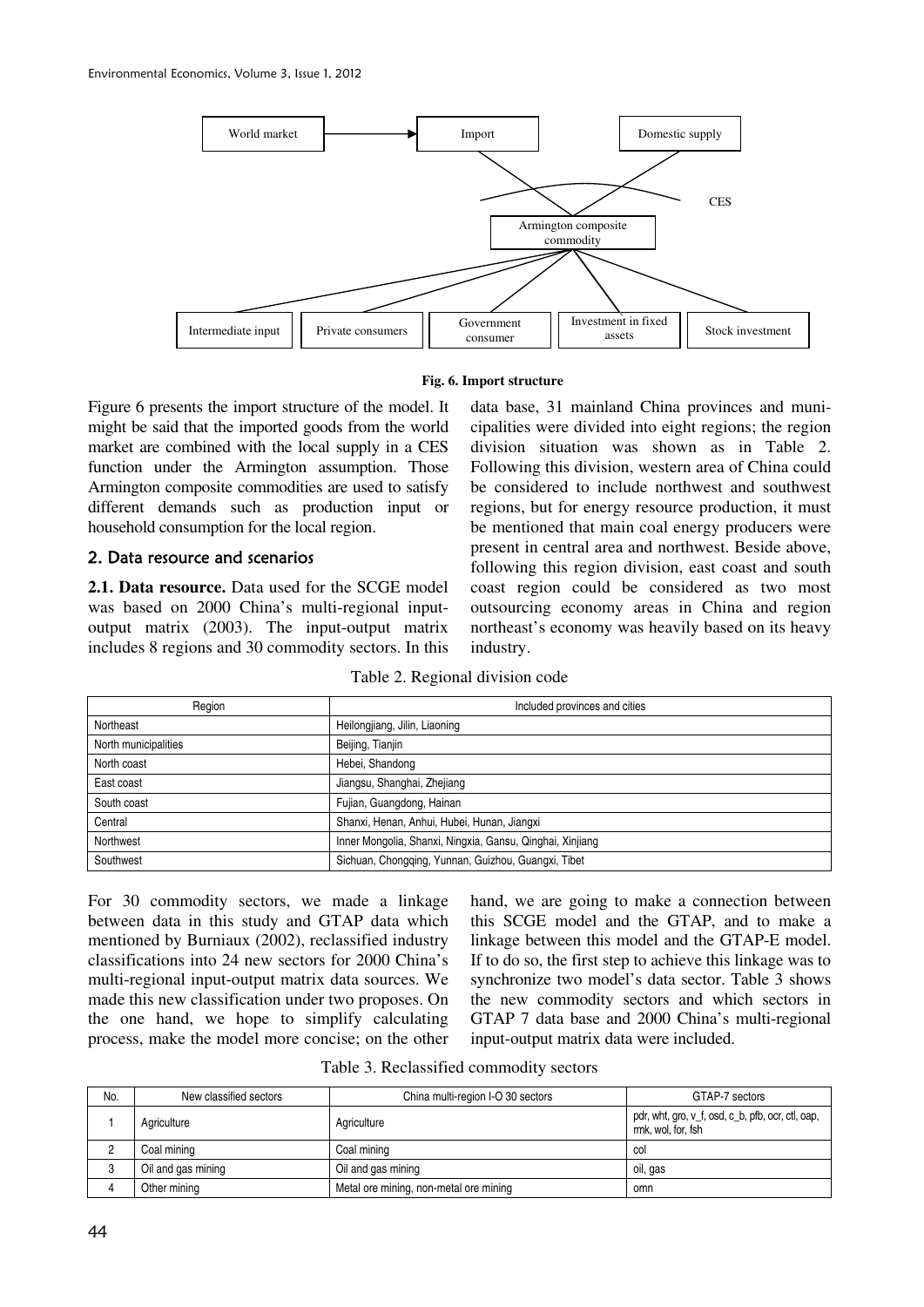World market → Import; Domestic supply; CES; Armington composite commodity; Intermediate input; Private consumers; Government consumer; Investment in fixed assets; Stock investment

**Fig. 6. Import structure**

Figure 6 presents the import structure of the model. It might be said that the imported goods from the world market are combined with the local supply in a CES function under the Armington assumption. Those Armington composite commodities are used to satisfy different demands such as production input or household consumption for the local region.

## 2. Data resource and scenarios

**2.1. Data resource.** Data used for the SCGE model was based on 2000 China's multi-regional input-output matrix (2003). The input-output matrix includes 8 regions and 30 commodity sectors. In this data base, 31 mainland China provinces and municipalities were divided into eight regions; the region division situation was shown as in Table 2. Following this division, western area of China could be considered to include northwest and southwest regions, but for energy resource production, it must be mentioned that main coal energy producers were present in central area and northwest. Beside above, following this region division, east coast and south coast region could be considered as two most outsourcing economy areas in China and region northeast's economy was heavily based on its heavy industry.

Table 2. Regional division code

| Region | Included provinces and cities |
|---|---|
| Northeast | Heilongjiang, Jilin, Liaoning |
| North municipalities | Beijing, Tianjin |
| North coast | Hebei, Shandong |
| East coast | Jiangsu, Shanghai, Zhejiang |
| South coast | Fujian, Guangdong, Hainan |
| Central | Shanxi, Henan, Anhui, Hubei, Hunan, Jiangxi |
| Northwest | Inner Mongolia, Shanxi, Ningxia, Gansu, Qinghai, Xinjiang |
| Southwest | Sichuan, Chongqing, Yunnan, Guizhou, Guangxi, Tibet |

For 30 commodity sectors, we made a linkage between data in this study and GTAP data which mentioned by Burniaux (2002), reclassified industry classifications into 24 new sectors for 2000 China's multi-regional input-output matrix data sources. We made this new classification under two proposes. On the one hand, we hope to simplify calculating process, make the model more concise; on the other hand, we are going to make a connection between this SCGE model and the GTAP, and to make a linkage between this model and the GTAP-E model. If to do so, the first step to achieve this linkage was to synchronize two model's data sector. Table 3 shows the new commodity sectors and which sectors in GTAP 7 data base and 2000 China's multi-regional input-output matrix data were included.

Table 3. Reclassified commodity sectors

| No. | New classified sectors | China multi-region I-O 30 sectors | GTAP-7 sectors |
|---|---|---|---|
| 1 | Agriculture | Agriculture | pdr, wht, gro, v_f, osd, c_b, pfb, ocr, ctl, oap, rmk, wol, for, fsh |
| 2 | Coal mining | Coal mining | col |
| 3 | Oil and gas mining | Oil and gas mining | oil, gas |
| 4 | Other mining | Metal ore mining, non-metal ore mining | omn |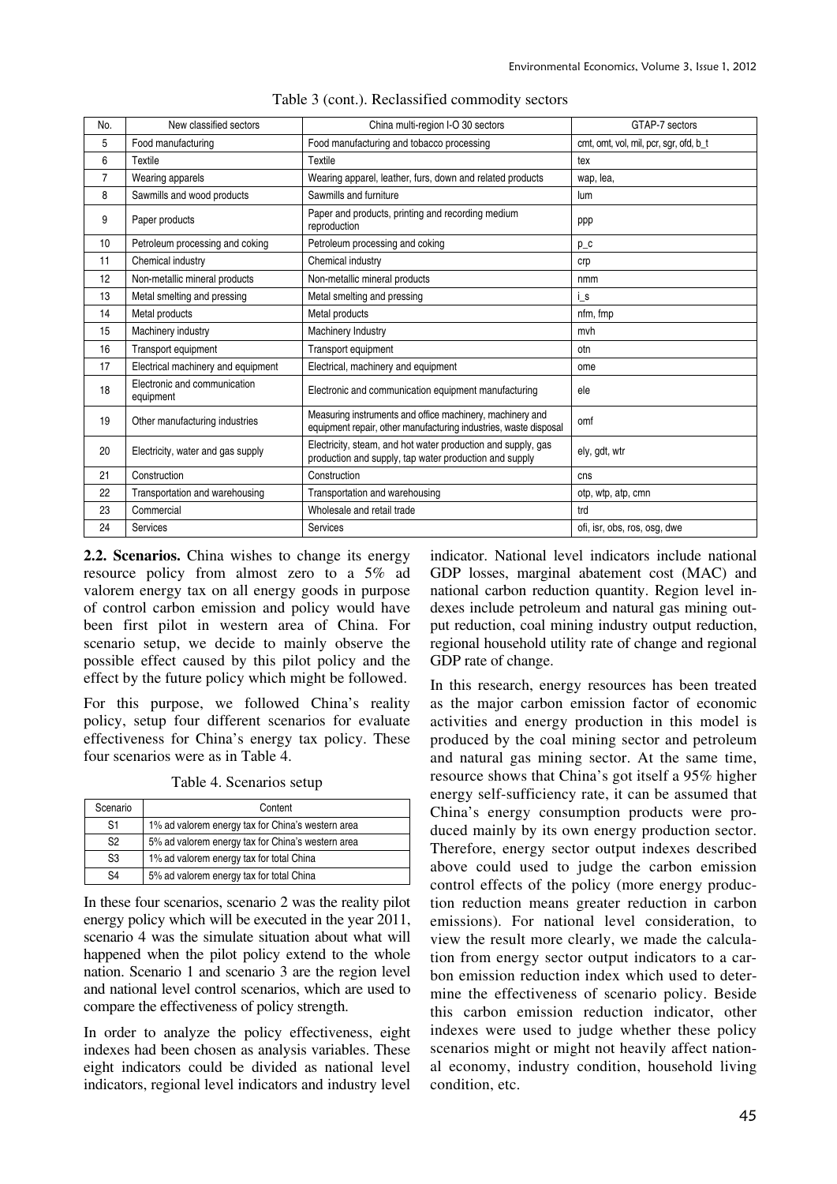Table 3 (cont.). Reclassified commodity sectors

| No. | New classified sectors | China multi-region I-O 30 sectors | GTAP-7 sectors |
|---|---|---|---|
| 5 | Food manufacturing | Food manufacturing and tobacco processing | cmt, omt, vol, mil, pcr, sgr, ofd, b_t |
| 6 | Textile | Textile | tex |
| 7 | Wearing apparels | Wearing apparel, leather, furs, down and related products | wap, lea, |
| 8 | Sawmills and wood products | Sawmills and furniture | lum |
| 9 | Paper products | Paper and products, printing and recording medium reproduction | ppp |
| 10 | Petroleum processing and coking | Petroleum processing and coking | p_c |
| 11 | Chemical industry | Chemical industry | crp |
| 12 | Non-metallic mineral products | Non-metallic mineral products | nmm |
| 13 | Metal smelting and pressing | Metal smelting and pressing | i_s |
| 14 | Metal products | Metal products | nfm, fmp |
| 15 | Machinery industry | Machinery Industry | mvh |
| 16 | Transport equipment | Transport equipment | otn |
| 17 | Electrical machinery and equipment | Electrical, machinery and equipment | ome |
| 18 | Electronic and communication equipment | Electronic and communication equipment manufacturing | ele |
| 19 | Other manufacturing industries | Measuring instruments and office machinery, machinery and equipment repair, other manufacturing industries, waste disposal | omf |
| 20 | Electricity, water and gas supply | Electricity, steam, and hot water production and supply, gas production and supply, tap water production and supply | ely, gdt, wtr |
| 21 | Construction | Construction | cns |
| 22 | Transportation and warehousing | Transportation and warehousing | otp, wtp, atp, cmn |
| 23 | Commercial | Wholesale and retail trade | trd |
| 24 | Services | Services | ofi, isr, obs, ros, osg, dwe |

**2.2. Scenarios.** China wishes to change its energy resource policy from almost zero to a 5% ad valorem energy tax on all energy goods in purpose of control carbon emission and policy would have been first pilot in western area of China. For scenario setup, we decide to mainly observe the possible effect caused by this pilot policy and the effect by the future policy which might be followed.

For this purpose, we followed China's reality policy, setup four different scenarios for evaluate effectiveness for China's energy tax policy. These four scenarios were as in Table 4.

Table 4. Scenarios setup

| Scenario | Content |
|---|---|
| S1 | 1% ad valorem energy tax for China's western area |
| S2 | 5% ad valorem energy tax for China's western area |
| S3 | 1% ad valorem energy tax for total China |
| S4 | 5% ad valorem energy tax for total China |

In these four scenarios, scenario 2 was the reality pilot energy policy which will be executed in the year 2011, scenario 4 was the simulate situation about what will happened when the pilot policy extend to the whole nation. Scenario 1 and scenario 3 are the region level and national level control scenarios, which are used to compare the effectiveness of policy strength.

In order to analyze the policy effectiveness, eight indexes had been chosen as analysis variables. These eight indicators could be divided as national level indicators, regional level indicators and industry level indicator. National level indicators include national GDP losses, marginal abatement cost (MAC) and national carbon reduction quantity. Region level indexes include petroleum and natural gas mining output reduction, coal mining industry output reduction, regional household utility rate of change and regional GDP rate of change.

In this research, energy resources has been treated as the major carbon emission factor of economic activities and energy production in this model is produced by the coal mining sector and petroleum and natural gas mining sector. At the same time, resource shows that China's got itself a 95% higher energy self-sufficiency rate, it can be assumed that China's energy consumption products were produced mainly by its own energy production sector. Therefore, energy sector output indexes described above could used to judge the carbon emission control effects of the policy (more energy production reduction means greater reduction in carbon emissions). For national level consideration, to view the result more clearly, we made the calculation from energy sector output indicators to a carbon emission reduction index which used to determine the effectiveness of scenario policy. Beside this carbon emission reduction indicator, other indexes were used to judge whether these policy scenarios might or might not heavily affect national economy, industry condition, household living condition, etc.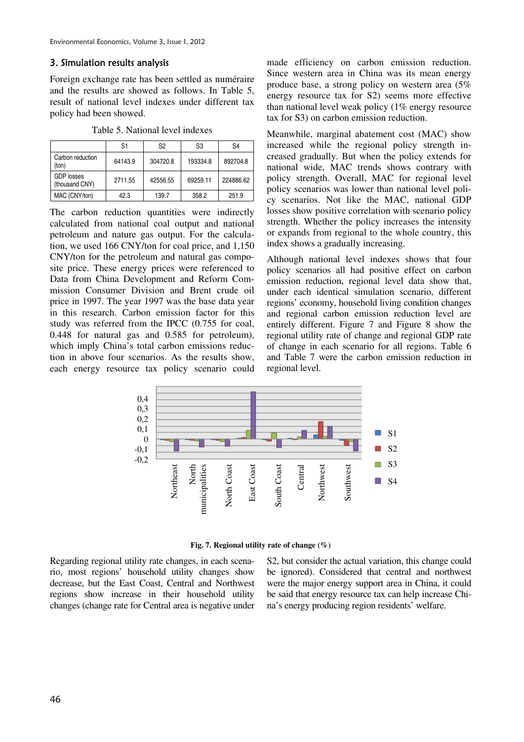### 3. Simulation results analysis

Foreign exchange rate has been settled as numéraire and the results are showed as follows. In Table 5, result of national level indexes under different tax policy had been showed.

Table 5. National level indexes

| | S1 | S2 | S3 | S4 |
|---|---|---|---|---|
| Carbon reduction (ton) | 64143.9 | 304720.8 | 193334.8 | 892704.8 |
| GDP losses (thousand CNY) | 2711.55 | 42556.55 | 69259.11 | 224886.62 |
| MAC (CNY/ton) | 42.3 | 139.7 | 358.2 | 251.9 |

The carbon reduction quantities were indirectly calculated from national coal output and national petroleum and nature gas output. For the calculation, we used 166 CNY/ton for coal price, and 1,150 CNY/ton for the petroleum and natural gas composite price. These energy prices were referenced to Data from China Development and Reform Commission Consumer Division and Brent crude oil price in 1997. The year 1997 was the base data year in this research. Carbon emission factor for this study was referred from the IPCC (0.755 for coal, 0.448 for natural gas and 0.585 for petroleum), which imply China's total carbon emissions reduction in above four scenarios. As the results show, each energy resource tax policy scenario could made efficiency on carbon emission reduction. Since western area in China was its mean energy produce base, a strong policy on western area (5% energy resource tax for S2) seems more effective than national level weak policy (1% energy resource tax for S3) on carbon emission reduction.

Meanwhile, marginal abatement cost (MAC) show increased while the regional policy strength increased gradually. But when the policy extends for national wide, MAC trends shows contrary with policy strength. Overall, MAC for regional level policy scenarios was lower than national level policy scenarios. Not like the MAC, national GDP losses show positive correlation with scenario policy strength. Whether the policy increases the intensity or expands from regional to the whole country, this index shows a gradually increasing.

Although national level indexes shows that four policy scenarios all had positive effect on carbon emission reduction, regional level data show that, under each identical simulation scenario, different regions' economy, household living condition changes and regional carbon emission reduction level are entirely different. Figure 7 and Figure 8 show the regional utility rate of change and regional GDP rate of change in each scenario for all regions. Table 6 and Table 7 were the carbon emission reduction in regional level.

**Fig. 7. Regional utility rate of change (%)**

Regarding regional utility rate changes, in each scenario, most regions' household utility changes show decrease, but the East Coast, Central and Northwest regions show increase in their household utility changes (change rate for Central area is negative under S2, but consider the actual variation, this change could be ignored). Considered that central and northwest were the major energy support area in China, it could be said that energy resource tax can help increase China's energy producing region residents' welfare.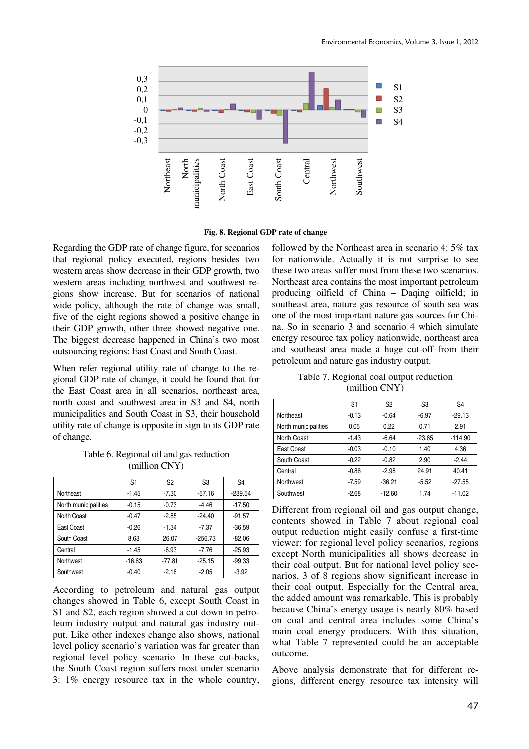Fig. 8. Regional GDP rate of change

Regarding the GDP rate of change figure, for scenarios that regional policy executed, regions besides two western areas show decrease in their GDP growth, two western areas including northwest and southwest regions show increase. But for scenarios of national wide policy, although the rate of change was small, five of the eight regions showed a positive change in their GDP growth, other three showed negative one. The biggest decrease happened in China's two most outsourcing regions: East Coast and South Coast.

When refer regional utility rate of change to the regional GDP rate of change, it could be found that for the East Coast area in all scenarios, northeast area, north coast and southwest area in S3 and S4, north municipalities and South Coast in S3, their household utility rate of change is opposite in sign to its GDP rate of change.

Table 6. Regional oil and gas reduction (million CNY)

| | S1 | S2 | S3 | S4 |
|---|---|---|---|---|
| Northeast | -1.45 | -7.30 | -57.16 | -239.54 |
| North municipalities | -0.15 | -0.73 | -4.46 | -17.50 |
| North Coast | -0.47 | -2.85 | -24.40 | -91.57 |
| East Coast | -0.26 | -1.34 | -7.37 | -36.59 |
| South Coast | 8.63 | 26.07 | -256.73 | -82.06 |
| Central | -1.45 | -6.93 | -7.76 | -25.93 |
| Northwest | -16.63 | -77.81 | -25.15 | -99.33 |
| Southwest | -0.40 | -2.16 | -2.05 | -3.92 |

According to petroleum and natural gas output changes showed in Table 6, except South Coast in S1 and S2, each region showed a cut down in petroleum industry output and natural gas industry output. Like other indexes change also shows, national level policy scenario's variation was far greater than regional level policy scenario. In these cut-backs, the South Coast region suffers most under scenario 3: 1% energy resource tax in the whole country, followed by the Northeast area in scenario 4: 5% tax for nationwide. Actually it is not surprise to see these two areas suffer most from these two scenarios. Northeast area contains the most important petroleum producing oilfield of China – Daqing oilfield; in southeast area, nature gas resource of south sea was one of the most important nature gas sources for China. So in scenario 3 and scenario 4 which simulate energy resource tax policy nationwide, northeast area and southeast area made a huge cut-off from their petroleum and nature gas industry output.

Table 7. Regional coal output reduction (million CNY)

| | S1 | S2 | S3 | S4 |
|---|---|---|---|---|
| Northeast | -0.13 | -0.64 | -6.97 | -29.13 |
| North municipalities | 0.05 | 0.22 | 0.71 | 2.91 |
| North Coast | -1.43 | -6.64 | -23.65 | -114.90 |
| East Coast | -0.03 | -0.10 | 1.40 | 4.36 |
| South Coast | -0.22 | -0.82 | 2.90 | -2.44 |
| Central | -0.86 | -2.98 | 24.91 | 40.41 |
| Northwest | -7.59 | -36.21 | -5.52 | -27.55 |
| Southwest | -2.68 | -12.60 | 1.74 | -11.02 |

Different from regional oil and gas output change, contents showed in Table 7 about regional coal output reduction might easily confuse a first-time viewer: for regional level policy scenarios, regions except North municipalities all shows decrease in their coal output. But for national level policy scenarios, 3 of 8 regions show significant increase in their coal output. Especially for the Central area, the added amount was remarkable. This is probably because China's energy usage is nearly 80% based on coal and central area includes some China's main coal energy producers. With this situation, what Table 7 represented could be an acceptable outcome.

Above analysis demonstrate that for different regions, different energy resource tax intensity will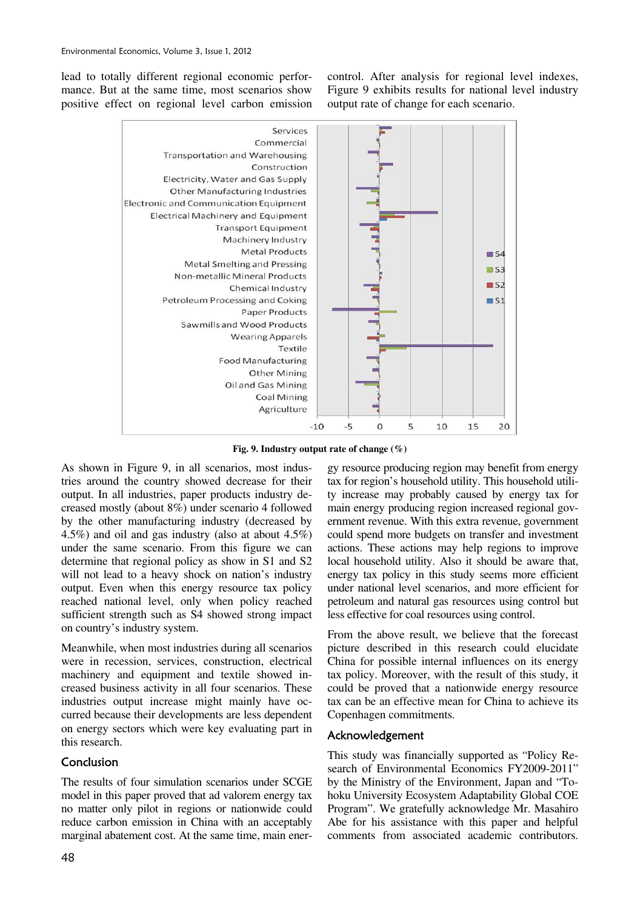lead to totally different regional economic performance. But at the same time, most scenarios show positive effect on regional level carbon emission control. After analysis for regional level indexes, Figure 9 exhibits results for national level industry output rate of change for each scenario.

**Fig. 9. Industry output rate of change (%)**

As shown in Figure 9, in all scenarios, most industries around the country showed decrease for their output. In all industries, paper products industry decreased mostly (about 8%) under scenario 4 followed by the other manufacturing industry (decreased by 4.5%) and oil and gas industry (also at about 4.5%) under the same scenario. From this figure we can determine that regional policy as show in S1 and S2 will not lead to a heavy shock on nation's industry output. Even when this energy resource tax policy reached national level, only when policy reached sufficient strength such as S4 showed strong impact on country's industry system.

Meanwhile, when most industries during all scenarios were in recession, services, construction, electrical machinery and equipment and textile showed increased business activity in all four scenarios. These industries output increase might mainly have occurred because their developments are less dependent on energy sectors which were key evaluating part in this research.

## Conclusion

The results of four simulation scenarios under SCGE model in this paper proved that ad valorem energy tax no matter only pilot in regions or nationwide could reduce carbon emission in China with an acceptably marginal abatement cost. At the same time, main energy resource producing region may benefit from energy tax for region's household utility. This household utility increase may probably caused by energy tax for main energy producing region increased regional government revenue. With this extra revenue, government could spend more budgets on transfer and investment actions. These actions may help regions to improve local household utility. Also it should be aware that, energy tax policy in this study seems more efficient under national level scenarios, and more efficient for petroleum and natural gas resources using control but less effective for coal resources using control.

From the above result, we believe that the forecast picture described in this research could elucidate China for possible internal influences on its energy tax policy. Moreover, with the result of this study, it could be proved that a nationwide energy resource tax can be an effective mean for China to achieve its Copenhagen commitments.

## Acknowledgement

This study was financially supported as "Policy Research of Environmental Economics FY2009-2011" by the Ministry of the Environment, Japan and "Tohoku University Ecosystem Adaptability Global COE Program". We gratefully acknowledge Mr. Masahiro Abe for his assistance with this paper and helpful comments from associated academic contributors.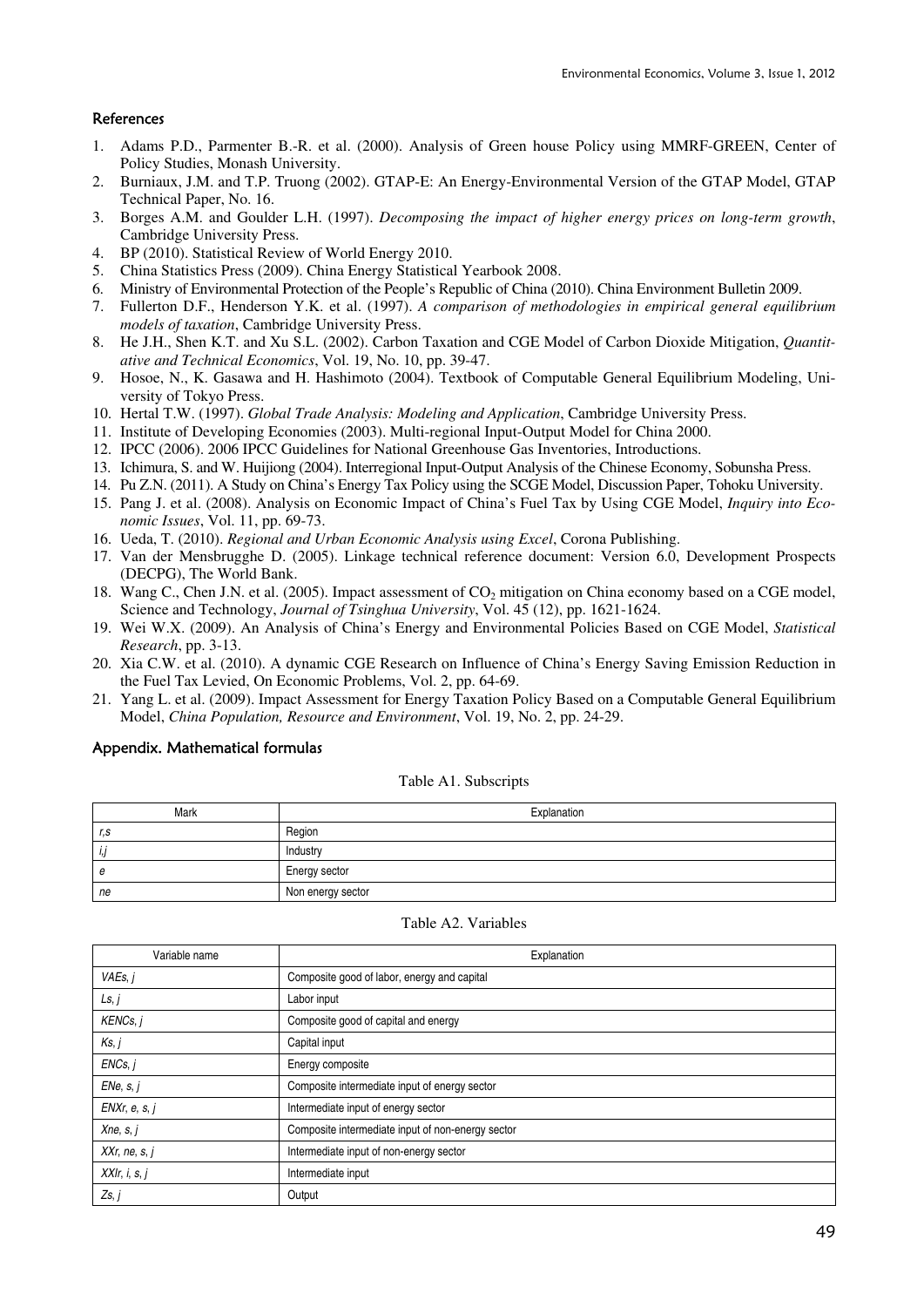### References

1. Adams P.D., Parmenter B.-R. et al. (2000). Analysis of Green house Policy using MMRF-GREEN, Center of Policy Studies, Monash University.
2. Burniaux, J.M. and T.P. Truong (2002). GTAP-E: An Energy-Environmental Version of the GTAP Model, GTAP Technical Paper, No. 16.
3. Borges A.M. and Goulder L.H. (1997). *Decomposing the impact of higher energy prices on long-term growth*, Cambridge University Press.
4. BP (2010). Statistical Review of World Energy 2010.
5. China Statistics Press (2009). China Energy Statistical Yearbook 2008.
6. Ministry of Environmental Protection of the People's Republic of China (2010). China Environment Bulletin 2009.
7. Fullerton D.F., Henderson Y.K. et al. (1997). *A comparison of methodologies in empirical general equilibrium models of taxation*, Cambridge University Press.
8. He J.H., Shen K.T. and Xu S.L. (2002). Carbon Taxation and CGE Model of Carbon Dioxide Mitigation, *Quantitative and Technical Economics*, Vol. 19, No. 10, pp. 39-47.
9. Hosoe, N., K. Gasawa and H. Hashimoto (2004). Textbook of Computable General Equilibrium Modeling, University of Tokyo Press.
10. Hertal T.W. (1997). *Global Trade Analysis: Modeling and Application*, Cambridge University Press.
11. Institute of Developing Economies (2003). Multi-regional Input-Output Model for China 2000.
12. IPCC (2006). 2006 IPCC Guidelines for National Greenhouse Gas Inventories, Introductions.
13. Ichimura, S. and W. Huijiong (2004). Interregional Input-Output Analysis of the Chinese Economy, Sobunsha Press.
14. Pu Z.N. (2011). A Study on China's Energy Tax Policy using the SCGE Model, Discussion Paper, Tohoku University.
15. Pang J. et al. (2008). Analysis on Economic Impact of China's Fuel Tax by Using CGE Model, *Inquiry into Economic Issues*, Vol. 11, pp. 69-73.
16. Ueda, T. (2010). *Regional and Urban Economic Analysis using Excel*, Corona Publishing.
17. Van der Mensbrugghe D. (2005). Linkage technical reference document: Version 6.0, Development Prospects (DECPG), The World Bank.
18. Wang C., Chen J.N. et al. (2005). Impact assessment of $CO_2$ mitigation on China economy based on a CGE model, Science and Technology, *Journal of Tsinghua University*, Vol. 45 (12), pp. 1621-1624.
19. Wei W.X. (2009). An Analysis of China's Energy and Environmental Policies Based on CGE Model, *Statistical Research*, pp. 3-13.
20. Xia C.W. et al. (2010). A dynamic CGE Research on Influence of China's Energy Saving Emission Reduction in the Fuel Tax Levied, On Economic Problems, Vol. 2, pp. 64-69.
21. Yang L. et al. (2009). Impact Assessment for Energy Taxation Policy Based on a Computable General Equilibrium Model, *China Population, Resource and Environment*, Vol. 19, No. 2, pp. 24-29.

### Appendix. Mathematical formulas

Table A1. Subscripts

| Mark | Explanation |
|---|---|
| *r,s* | Region |
| *i,j* | Industry |
| *e* | Energy sector |
| *ne* | Non energy sector |

Table A2. Variables

| Variable name | Explanation |
|---|---|
| *VAEs, j* | Composite good of labor, energy and capital |
| *Ls, j* | Labor input |
| *KENCs, j* | Composite good of capital and energy |
| *Ks, j* | Capital input |
| *ENCs, j* | Energy composite |
| *ENe, s, j* | Composite intermediate input of energy sector |
| *ENXr, e, s, j* | Intermediate input of energy sector |
| *Xne, s, j* | Composite intermediate input of non-energy sector |
| *XXr, ne, s, j* | Intermediate input of non-energy sector |
| *XXIr, i, s, j* | Intermediate input |
| *Zs, j* | Output |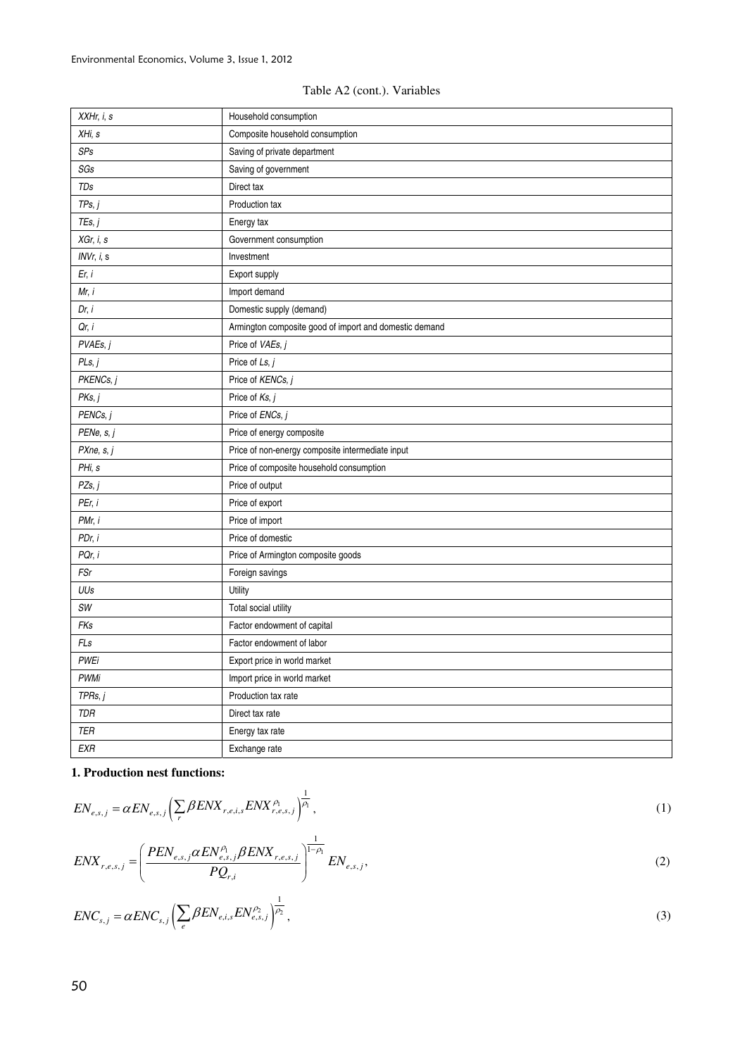Table A2 (cont.). Variables

| | |
|---|---|
| *XXHr, i, s* | Household consumption |
| *XHi, s* | Composite household consumption |
| *SPs* | Saving of private department |
| *SGs* | Saving of government |
| *TDs* | Direct tax |
| *TPs, j* | Production tax |
| *TEs, j* | Energy tax |
| *XGr, i, s* | Government consumption |
| *INVr, i,* s | Investment |
| *Er, i* | Export supply |
| *Mr, i* | Import demand |
| *Dr, i* | Domestic supply (demand) |
| *Qr, i* | Armington composite good of import and domestic demand |
| *PVAEs, j* | Price of *VAEs, j* |
| *PLs, j* | Price of *Ls, j* |
| *PKENCs, j* | Price of *KENCs, j* |
| *PKs, j* | Price of *Ks, j* |
| *PENCs, j* | Price of *ENCs, j* |
| *PENe, s, j* | Price of energy composite |
| *PXne, s, j* | Price of non-energy composite intermediate input |
| *PHi, s* | Price of composite household consumption |
| *PZs, j* | Price of output |
| *PEr, i* | Price of export |
| *PMr, i* | Price of import |
| *PDr, i* | Price of domestic |
| *PQr, i* | Price of Armington composite goods |
| *FSr* | Foreign savings |
| *UUs* | Utility |
| *SW* | Total social utility |
| *FKs* | Factor endowment of capital |
| *FLs* | Factor endowment of labor |
| *PWEi* | Export price in world market |
| *PWMi* | Import price in world market |
| *TPRs, j* | Production tax rate |
| *TDR* | Direct tax rate |
| *TER* | Energy tax rate |
| *EXR* | Exchange rate |

**1. Production nest functions:**

$$EN_{e,s,j} = \alpha EN_{e,s,j}\left(\sum_r \beta ENX_{r,e,i,s} ENX_{r,e,s,j}^{\rho_1}\right)^{\frac{1}{\rho_1}}, \tag{1}$$

$$ENX_{r,e,s,j} = \left(\frac{PEN_{e,s,j}\alpha EN_{e,s,j}^{\rho_1}\beta ENX_{r,e,s,j}}{PQ_{r,i}}\right)^{\frac{1}{1-\rho_1}} EN_{e,s,j}, \tag{2}$$

$$ENC_{s,j} = \alpha ENC_{s,j}\left(\sum_e \beta EN_{e,i,s} EN_{e,s,j}^{\rho_2}\right)^{\frac{1}{\rho_2}}, \tag{3}$$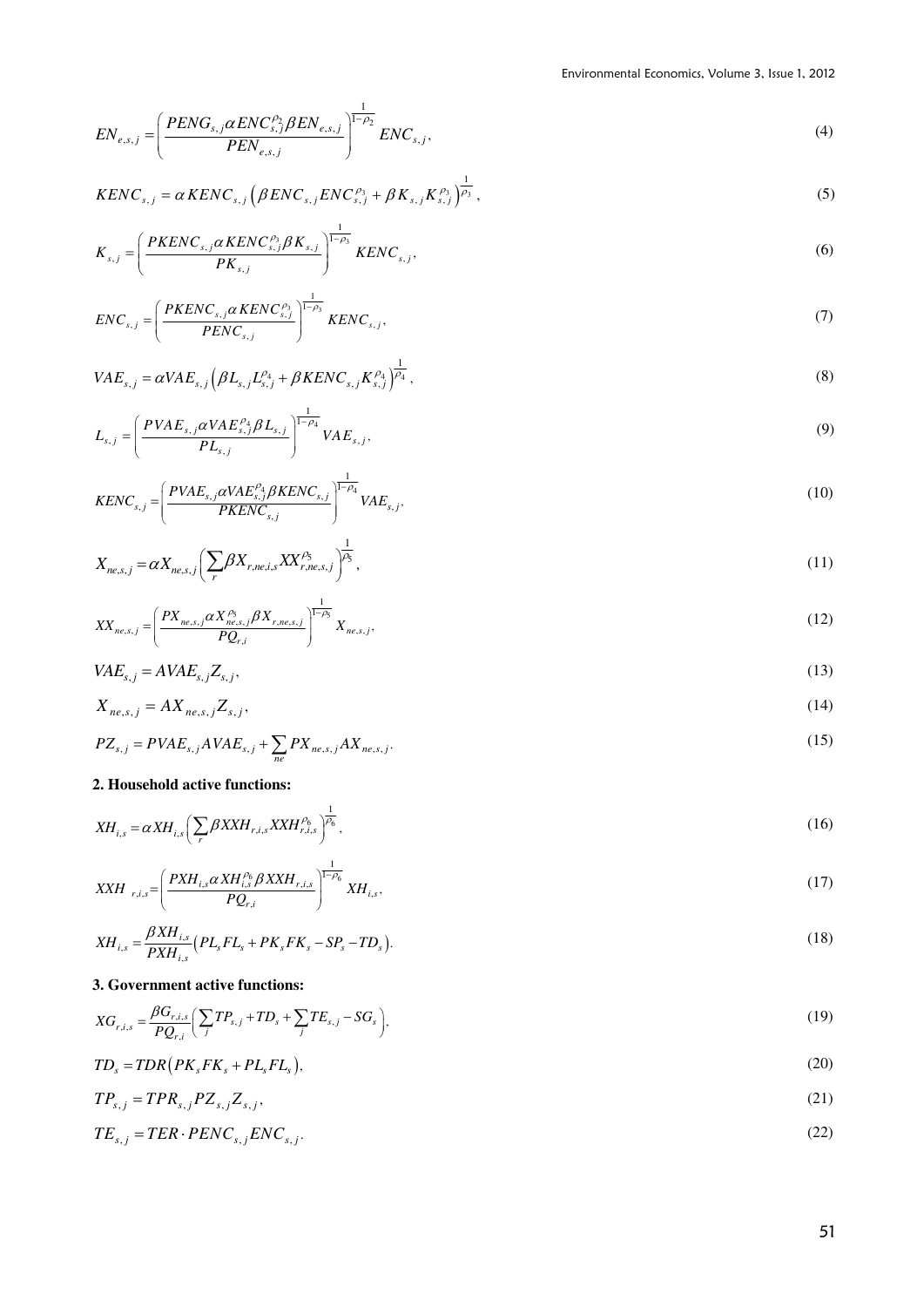$$EN_{e,s,j} = \left( \frac{PENG_{s,j} \alpha ENC_{s,j}^{\rho_2} \beta EN_{e,s,j}}{PEN_{e,s,j}} \right)^{\frac{1}{1-\rho_2}} ENC_{s,j}, \tag{4}$$

$$KENC_{s,j} = \alpha KENC_{s,j} \left( \beta ENC_{s,j} ENC_{s,j}^{\rho_3} + \beta K_{s,j} K_{s,j}^{\rho_3} \right)^{\frac{1}{\rho_3}}, \tag{5}$$

$$K_{s,j} = \left( \frac{PKENC_{s,j} \alpha KENC_{s,j}^{\rho_3} \beta K_{s,j}}{PK_{s,j}} \right)^{\frac{1}{1-\rho_3}} KENC_{s,j}, \tag{6}$$

$$ENC_{s,j} = \left( \frac{PKENC_{s,j} \alpha KENC_{s,j}^{\rho_3}}{PENC_{s,j}} \right)^{\frac{1}{1-\rho_3}} KENC_{s,j}, \tag{7}$$

$$VAE_{s,j} = \alpha VAE_{s,j} \left( \beta L_{s,j} L_{s,j}^{\rho_4} + \beta KENC_{s,j} K_{s,j}^{\rho_4} \right)^{\frac{1}{\rho_4}}, \tag{8}$$

$$L_{s,j} = \left( \frac{PVAE_{s,j} \alpha VAE_{s,j}^{\rho_4} \beta L_{s,j}}{PL_{s,j}} \right)^{\frac{1}{1-\rho_4}} VAE_{s,j}, \tag{9}$$

$$KENC_{s,j} = \left( \frac{PVAE_{s,j} \alpha VAE_{s,j}^{\rho_4} \beta KENC_{s,j}}{PKENC_{s,j}} \right)^{\frac{1}{1-\rho_4}} VAE_{s,j}, \tag{10}$$

$$X_{ne,s,j} = \alpha X_{ne,s,j} \left( \sum_r \beta X_{r,ne,i,s} XX_{r,ne,s,j}^{\rho_5} \right)^{\frac{1}{\rho_5}}, \tag{11}$$

$$XX_{ne,s,j} = \left( \frac{PX_{ne,s,j} \alpha X_{ne,s,j}^{\rho_5} \beta X_{r,ne,s,j}}{PQ_{r,i}} \right)^{\frac{1}{1-\rho_5}} X_{ne,s,j}, \tag{12}$$

$$VAE_{s,j} = AVAE_{s,j} Z_{s,j}, \tag{13}$$

$$X_{ne,s,j} = AX_{ne,s,j} Z_{s,j}, \tag{14}$$

$$PZ_{s,j} = PVAE_{s,j} AVAE_{s,j} + \sum_{ne} PX_{ne,s,j} AX_{ne,s,j}. \tag{15}$$

**2. Household active functions:**

$$XH_{i,s} = \alpha XH_{i,s} \left( \sum_r \beta XXH_{r,i,s} XXH_{r,i,s}^{\rho_6} \right)^{\frac{1}{\rho_6}}, \tag{16}$$

$$XXH_{r,i,s} = \left( \frac{PXH_{i,s} \alpha XH_{i,s}^{\rho_6} \beta XXH_{r,i,s}}{PQ_{r,i}} \right)^{\frac{1}{1-\rho_6}} XH_{i,s}, \tag{17}$$

$$XH_{i,s} = \frac{\beta XH_{i,s}}{PXH_{i,s}} \left( PL_s FL_s + PK_s FK_s - SP_s - TD_s \right). \tag{18}$$

**3. Government active functions:**

$$XG_{r,i,s} = \frac{\beta G_{r,i,s}}{PQ_{r,i}} \left( \sum_j TP_{s,j} + TD_s + \sum_j TE_{s,j} - SG_s \right), \tag{19}$$

$$TD_s = TDR \left( PK_s FK_s + PL_s FL_s \right), \tag{20}$$

$$TP_{s,j} = TPR_{s,j} PZ_{s,j} Z_{s,j}, \tag{21}$$

$$TE_{s,j} = TER \cdot PENC_{s,j} ENC_{s,j}. \tag{22}$$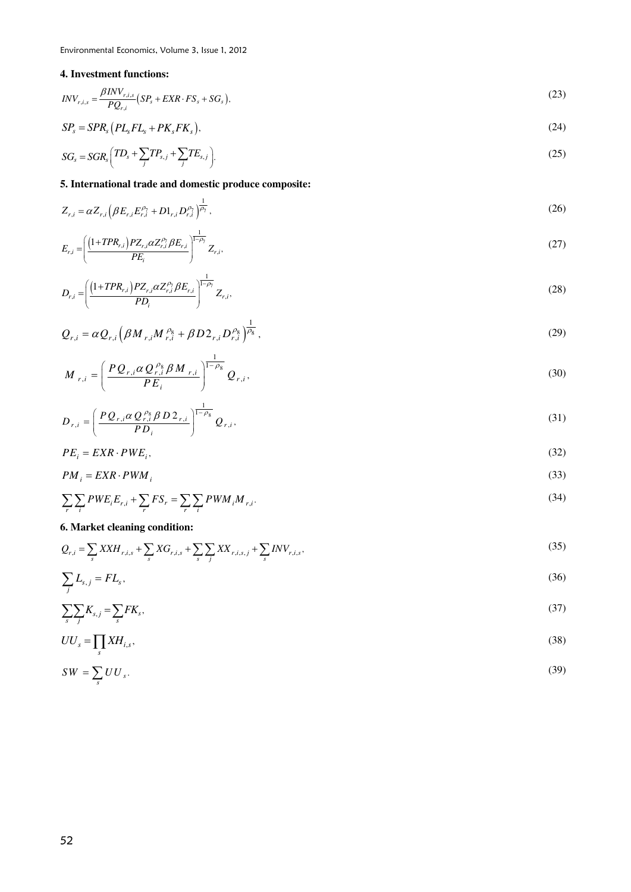**4. Investment functions:**

$$INV_{r,i,s} = \frac{\beta INV_{r,i,s}}{PQ_{r,i}}\left(SP_s + EXR \cdot FS_s + SG_s\right), \tag{23}$$

$$SP_s = SPR_s\left(PL_s FL_s + PK_s FK_s\right), \tag{24}$$

$$SG_s = SGR_s\left(TD_s + \sum_j TP_{s,j} + \sum_j TE_{s,j}\right). \tag{25}$$

**5. International trade and domestic produce composite:**

$$Z_{r,i} = \alpha Z_{r,i}\left(\beta E_{r,i} E_{r,i}^{\rho_7} + D1_{r,i} D_{r,i}^{\rho_7}\right)^{\frac{1}{\rho_7}}, \tag{26}$$

$$E_{r,i} = \left(\frac{\left(1+TPR_{r,i}\right) PZ_{r,i} \alpha Z_{r,i}^{\rho_7} \beta E_{r,i}}{PE_i}\right)^{\frac{1}{1-\rho_7}} Z_{r,i}, \tag{27}$$

$$D_{r,i} = \left(\frac{\left(1+TPR_{r,i}\right) PZ_{r,i} \alpha Z_{r,i}^{\rho_7} \beta E_{r,i}}{PD_i}\right)^{\frac{1}{1-\rho_7}} Z_{r,i}, \tag{28}$$

$$Q_{r,i} = \alpha Q_{r,i}\left(\beta M_{r,i} M_{r,i}^{\rho_8} + \beta D2_{r,i} D_{r,i}^{\rho_8}\right)^{\frac{1}{\rho_8}}, \tag{29}$$

$$M_{r,i} = \left(\frac{PQ_{r,i} \alpha Q_{r,i}^{\rho_8} \beta M_{r,i}}{PE_i}\right)^{\frac{1}{1-\rho_8}} Q_{r,i}, \tag{30}$$

$$D_{r,i} = \left(\frac{PQ_{r,i} \alpha Q_{r,i}^{\rho_8} \beta D2_{r,i}}{PD_i}\right)^{\frac{1}{1-\rho_8}} Q_{r,i}, \tag{31}$$

$$PE_i = EXR \cdot PWE_i, \tag{32}$$

$$PM_i = EXR \cdot PWM_i \tag{33}$$

$$\sum_r \sum_i PWE_i E_{r,i} + \sum_r FS_r = \sum_r \sum_i PWM_i M_{r,i}. \tag{34}$$

**6. Market cleaning condition:**

$$Q_{r,i} = \sum_s XXH_{r,i,s} + \sum_s XG_{r,i,s} + \sum_s \sum_j XX_{r,i,s,j} + \sum_s INV_{r,i,s}, \tag{35}$$

$$\sum_j L_{s,j} = FL_s, \tag{36}$$

$$\sum_s \sum_j K_{s,j} = \sum_s FK_s, \tag{37}$$

$$UU_s = \prod_s XH_{i,s}, \tag{38}$$

$$SW = \sum_s UU_s. \tag{39}$$